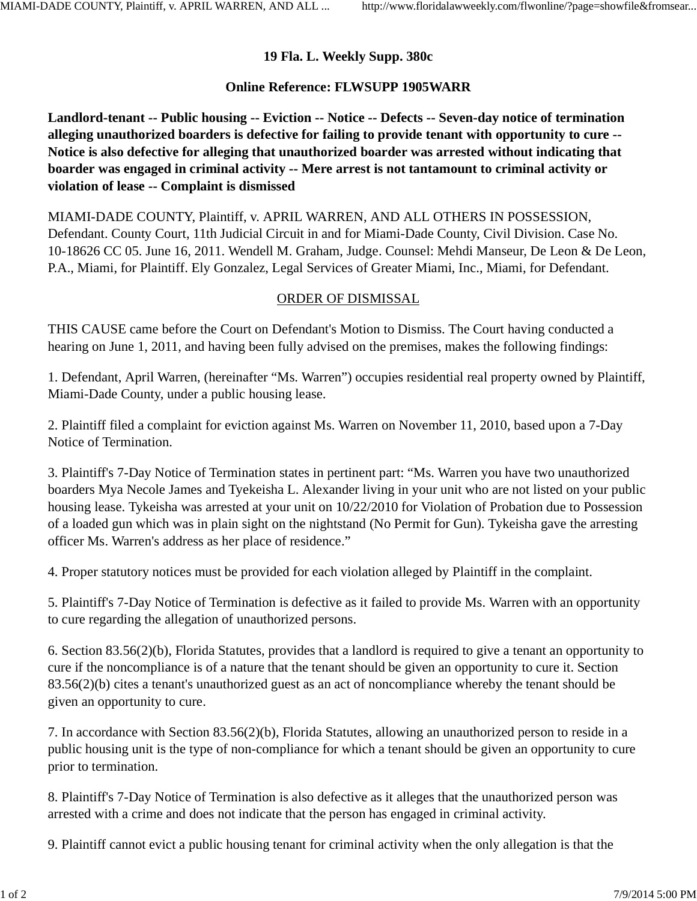**19 Fla. L. Weekly Supp. 380c**

**Online Reference: FLWSUPP 1905WARR**

**Landlord-tenant -- Public housing -- Eviction -- Notice -- Defects -- Seven-day notice of termination alleging unauthorized boarders is defective for failing to provide tenant with opportunity to cure -- Notice is also defective for alleging that unauthorized boarder was arrested without indicating that boarder was engaged in criminal activity -- Mere arrest is not tantamount to criminal activity or violation of lease -- Complaint is dismissed**

MIAMI-DADE COUNTY, Plaintiff, v. APRIL WARREN, AND ALL OTHERS IN POSSESSION, Defendant. County Court, 11th Judicial Circuit in and for Miami-Dade County, Civil Division. Case No. 10-18626 CC 05. June 16, 2011. Wendell M. Graham, Judge. Counsel: Mehdi Manseur, De Leon & De Leon, P.A., Miami, for Plaintiff. Ely Gonzalez, Legal Services of Greater Miami, Inc., Miami, for Defendant.

ORDER OF DISMISSAL

THIS CAUSE came before the Court on Defendant's Motion to Dismiss. The Court having conducted a hearing on June 1, 2011, and having been fully advised on the premises, makes the following findings:

1. Defendant, April Warren, (hereinafter "Ms. Warren") occupies residential real property owned by Plaintiff, Miami-Dade County, under a public housing lease.

2. Plaintiff filed a complaint for eviction against Ms. Warren on November 11, 2010, based upon a 7-Day Notice of Termination.

3. Plaintiff's 7-Day Notice of Termination states in pertinent part: "Ms. Warren you have two unauthorized boarders Mya Necole James and Tyekeisha L. Alexander living in your unit who are not listed on your public housing lease. Tykeisha was arrested at your unit on 10/22/2010 for Violation of Probation due to Possession of a loaded gun which was in plain sight on the nightstand (No Permit for Gun). Tykeisha gave the arresting officer Ms. Warren's address as her place of residence."

4. Proper statutory notices must be provided for each violation alleged by Plaintiff in the complaint.

5. Plaintiff's 7-Day Notice of Termination is defective as it failed to provide Ms. Warren with an opportunity to cure regarding the allegation of unauthorized persons.

6. Section 83.56(2)(b), Florida Statutes, provides that a landlord is required to give a tenant an opportunity to cure if the noncompliance is of a nature that the tenant should be given an opportunity to cure it. Section 83.56(2)(b) cites a tenant's unauthorized guest as an act of noncompliance whereby the tenant should be given an opportunity to cure.

7. In accordance with Section 83.56(2)(b), Florida Statutes, allowing an unauthorized person to reside in a public housing unit is the type of non-compliance for which a tenant should be given an opportunity to cure prior to termination.

8. Plaintiff's 7-Day Notice of Termination is also defective as it alleges that the unauthorized person was arrested with a crime and does not indicate that the person has engaged in criminal activity.

9. Plaintiff cannot evict a public housing tenant for criminal activity when the only allegation is that the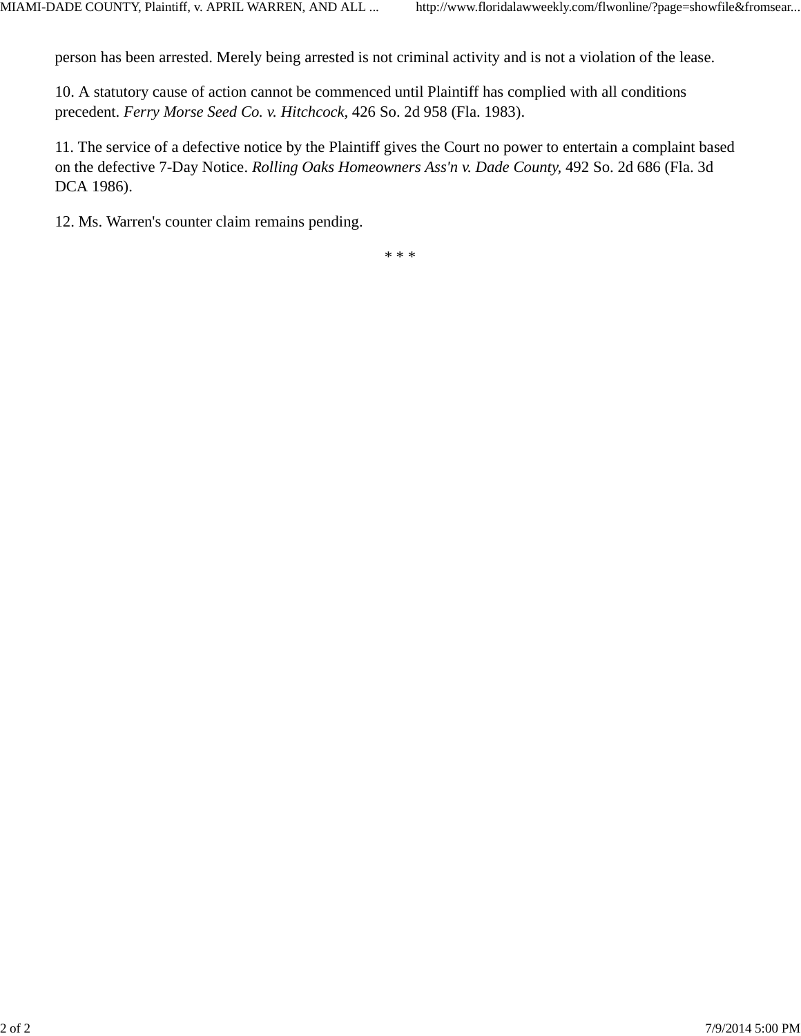person has been arrested. Merely being arrested is not criminal activity and is not a violation of the lease.

10. A statutory cause of action cannot be commenced until Plaintiff has complied with all conditions precedent. *Ferry Morse Seed Co. v. Hitchcock*, 426 So. 2d 958 (Fla. 1983).

11. The service of a defective notice by the Plaintiff gives the Court no power to entertain a complaint based on the defective 7-Day Notice. *Rolling Oaks Homeowners Ass'n v. Dade County*, 492 So. 2d 686 (Fla. 3d DCA 1986).

12. Ms. Warren's counter claim remains pending.

* * *